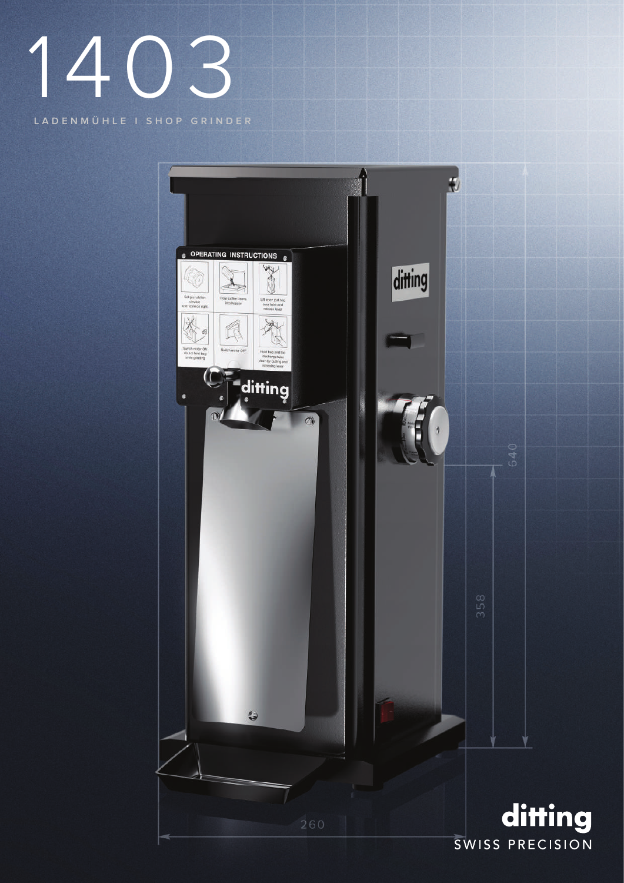# 1403

LADENMÜHLE I SHOP GRINDER

ditting
SWISS PRECISION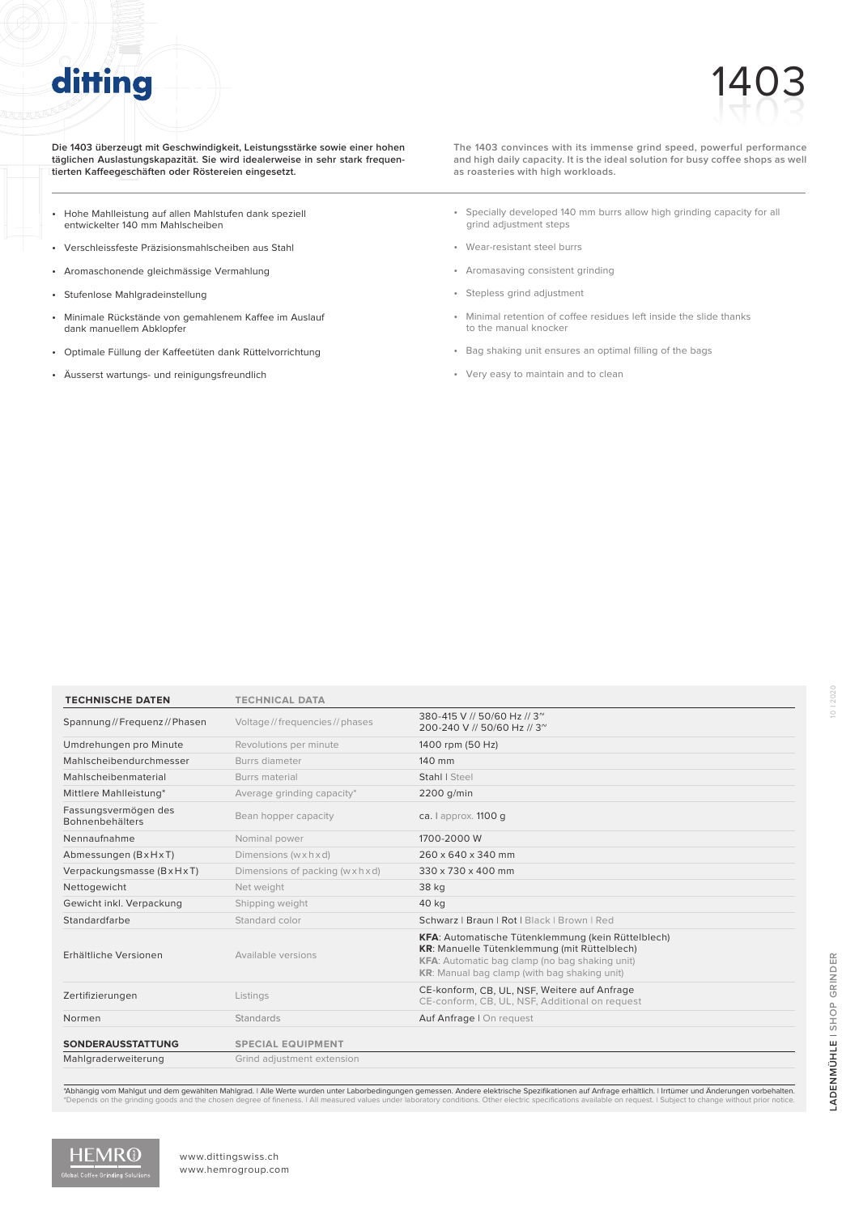ditting

# 1403

Die 1403 überzeugt mit Geschwindigkeit, Leistungsstärke sowie einer hohen täglichen Auslastungskapazität. Sie wird idealerweise in sehr stark frequentierten Kaffeegeschäften oder Röstereien eingesetzt.

The 1403 convinces with its immense grind speed, powerful performance and high daily capacity. It is the ideal solution for busy coffee shops as well as roasteries with high workloads.

- Hohe Mahlleistung auf allen Mahlstufen dank speziell entwickelter 140 mm Mahlscheiben
- Verschleissfeste Präzisionsmahlscheiben aus Stahl
- Aromaschonende gleichmässige Vermahlung
- Stufenlose Mahlgradeinstellung
- Minimale Rückstände von gemahlenem Kaffee im Auslauf dank manuellem Abklopfer
- Optimale Füllung der Kaffeetüten dank Rüttelvorrichtung
- Äusserst wartungs- und reinigungsfreundlich

- Specially developed 140 mm burrs allow high grinding capacity for all grind adjustment steps
- Wear-resistant steel burrs
- Aromasaving consistent grinding
- Stepless grind adjustment
- Minimal retention of coffee residues left inside the slide thanks to the manual knocker
- Bag shaking unit ensures an optimal filling of the bags
- Very easy to maintain and to clean

| TECHNISCHE DATEN | TECHNICAL DATA | |
|---|---|---|
| Spannung // Frequenz // Phasen | Voltage // frequencies // phases | 380-415 V // 50/60 Hz // 3~<br>200-240 V // 50/60 Hz // 3~ |
| Umdrehungen pro Minute | Revolutions per minute | 1400 rpm (50 Hz) |
| Mahlscheibendurchmesser | Burrs diameter | 140 mm |
| Mahlscheibenmaterial | Burrs material | Stahl I Steel |
| Mittlere Mahlleistung* | Average grinding capacity* | 2200 g/min |
| Fassungsvermögen des Bohnenbehälters | Bean hopper capacity | ca. I approx. 1100 g |
| Nennaufnahme | Nominal power | 1700-2000 W |
| Abmessungen (B x H x T) | Dimensions (w x h x d) | 260 x 640 x 340 mm |
| Verpackungsmasse (B x H x T) | Dimensions of packing (w x h x d) | 330 x 730 x 400 mm |
| Nettogewicht | Net weight | 38 kg |
| Gewicht inkl. Verpackung | Shipping weight | 40 kg |
| Standardfarbe | Standard color | Schwarz I Braun I Rot I Black I Brown I Red |
| Erhältliche Versionen | Available versions | **KFA**: Automatische Tütenklemmung (kein Rüttelblech)<br>**KR**: Manuelle Tütenklemmung (mit Rüttelblech)<br>**KFA**: Automatic bag clamp (no bag shaking unit)<br>**KR**: Manual bag clamp (with bag shaking unit) |
| Zertifizierungen | Listings | CE-konform, CB, UL, NSF, Weitere auf Anfrage<br>CE-conform, CB, UL, NSF, Additional on request |
| Normen | Standards | Auf Anfrage I On request |
| **SONDERAUSSTATTUNG** | **SPECIAL EQUIPMENT** | |
| Mahlgraderweiterung | Grind adjustment extension | |

*Abhängig vom Mahlgut und dem gewählten Mahlgrad. I Alle Werte wurden unter Laborbedingungen gemessen. Andere elektrische Spezifikationen auf Anfrage erhältlich. I Irrtümer und Änderungen vorbehalten.
*Depends on the grinding goods and the chosen degree of fineness. I All measured values under laboratory conditions. Other electric specifications available on request. I Subject to change without prior notice.

10 I 2020

LADENMÜHLE I SHOP GRINDER

HEMRO
Global Coffee Grinding Solutions

www.dittingswiss.ch
www.hemrogroup.com